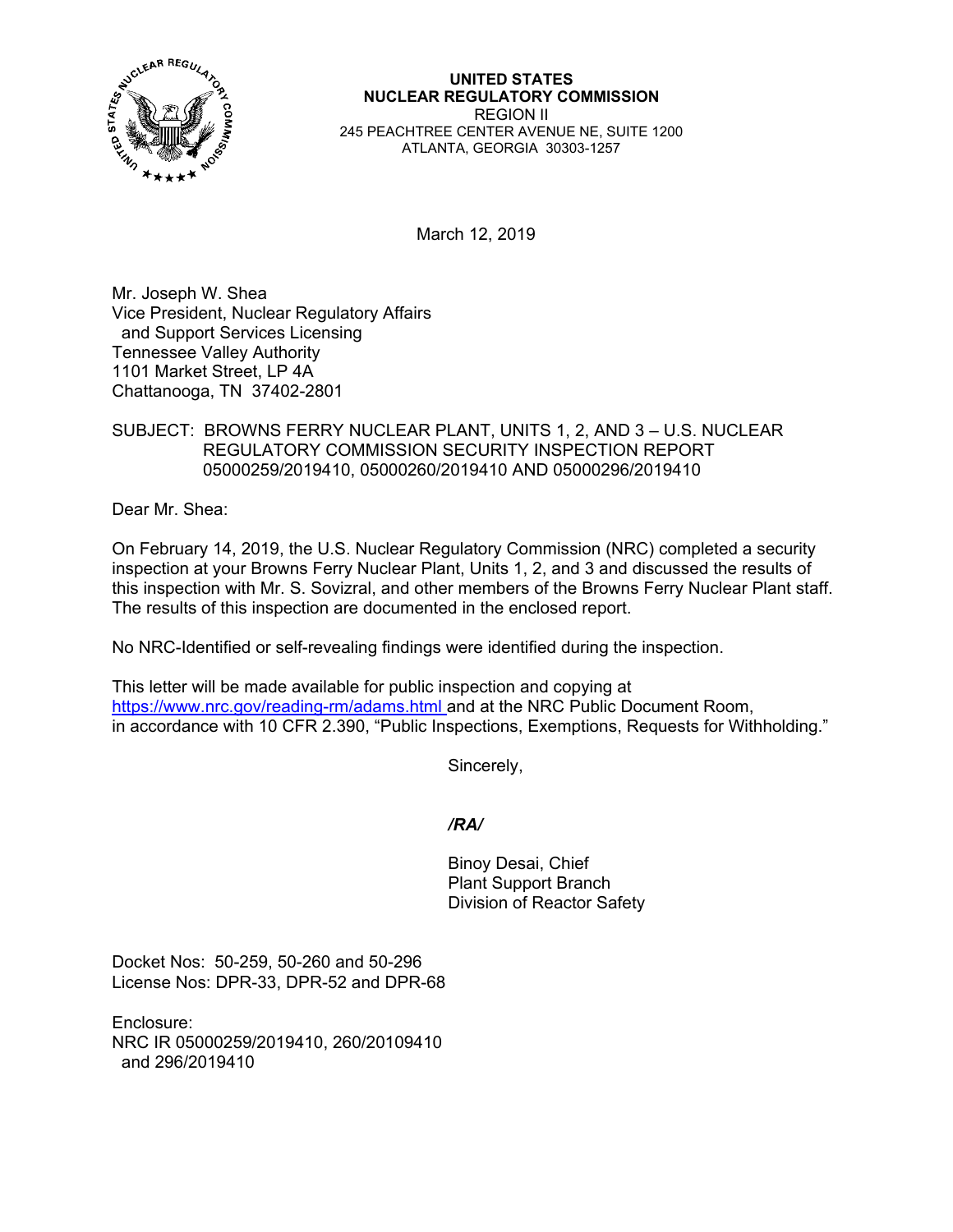**UNITED STATES**
**NUCLEAR REGULATORY COMMISSION**
REGION II
245 PEACHTREE CENTER AVENUE NE, SUITE 1200
ATLANTA, GEORGIA 30303-1257

March 12, 2019

Mr. Joseph W. Shea
Vice President, Nuclear Regulatory Affairs
and Support Services Licensing
Tennessee Valley Authority
1101 Market Street, LP 4A
Chattanooga, TN 37402-2801

SUBJECT: BROWNS FERRY NUCLEAR PLANT, UNITS 1, 2, AND 3 – U.S. NUCLEAR REGULATORY COMMISSION SECURITY INSPECTION REPORT 05000259/2019410, 05000260/2019410 AND 05000296/2019410

Dear Mr. Shea:

On February 14, 2019, the U.S. Nuclear Regulatory Commission (NRC) completed a security inspection at your Browns Ferry Nuclear Plant, Units 1, 2, and 3 and discussed the results of this inspection with Mr. S. Sovizral, and other members of the Browns Ferry Nuclear Plant staff. The results of this inspection are documented in the enclosed report.

No NRC-Identified or self-revealing findings were identified during the inspection.

This letter will be made available for public inspection and copying at https://www.nrc.gov/reading-rm/adams.html and at the NRC Public Document Room, in accordance with 10 CFR 2.390, "Public Inspections, Exemptions, Requests for Withholding."

Sincerely,

*/RA/*

Binoy Desai, Chief
Plant Support Branch
Division of Reactor Safety

Docket Nos: 50-259, 50-260 and 50-296
License Nos: DPR-33, DPR-52 and DPR-68

Enclosure:
NRC IR 05000259/2019410, 260/20109410
and 296/2019410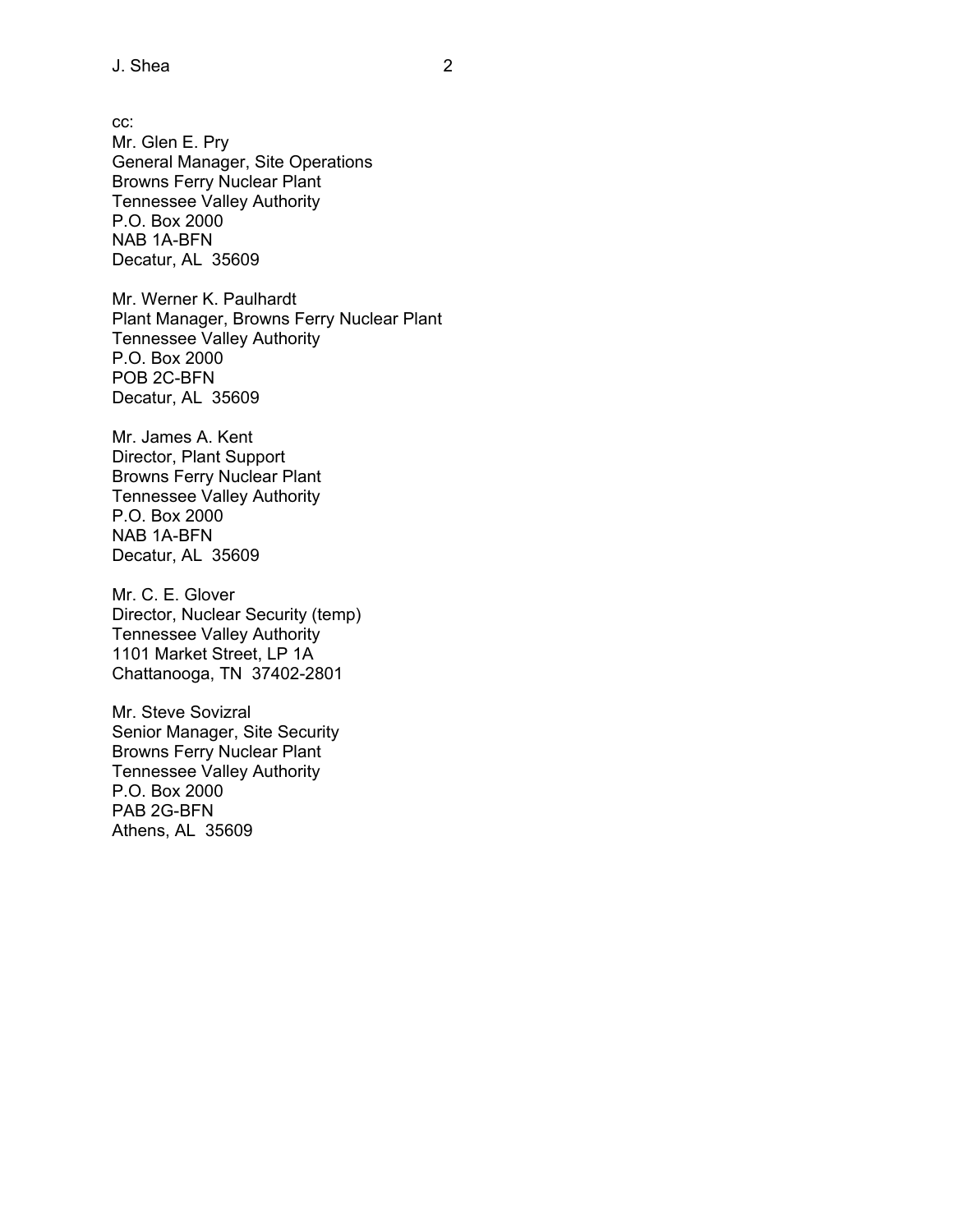cc:  
Mr. Glen E. Pry  
General Manager, Site Operations  
Browns Ferry Nuclear Plant  
Tennessee Valley Authority  
P.O. Box 2000  
NAB 1A-BFN  
Decatur, AL 35609

Mr. Werner K. Paulhardt  
Plant Manager, Browns Ferry Nuclear Plant  
Tennessee Valley Authority  
P.O. Box 2000  
POB 2C-BFN  
Decatur, AL 35609

Mr. James A. Kent  
Director, Plant Support  
Browns Ferry Nuclear Plant  
Tennessee Valley Authority  
P.O. Box 2000  
NAB 1A-BFN  
Decatur, AL 35609

Mr. C. E. Glover  
Director, Nuclear Security (temp)  
Tennessee Valley Authority  
1101 Market Street, LP 1A  
Chattanooga, TN 37402-2801

Mr. Steve Sovizral  
Senior Manager, Site Security  
Browns Ferry Nuclear Plant  
Tennessee Valley Authority  
P.O. Box 2000  
PAB 2G-BFN  
Athens, AL 35609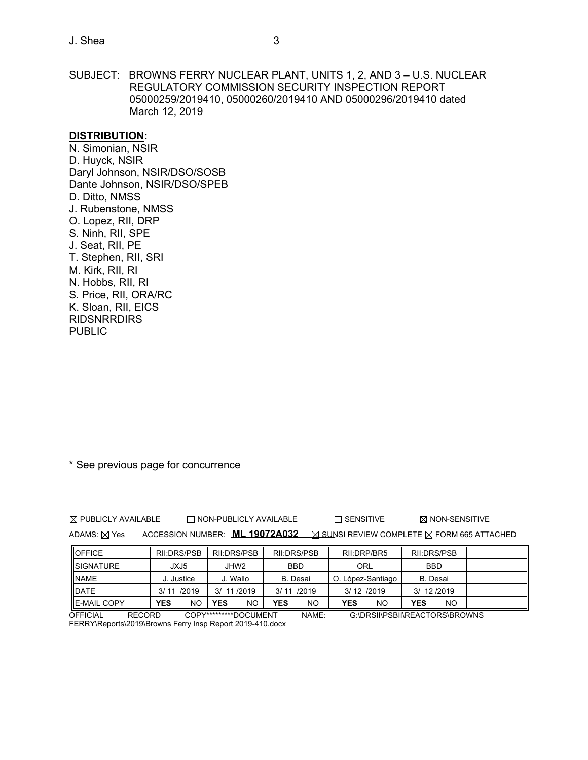SUBJECT: BROWNS FERRY NUCLEAR PLANT, UNITS 1, 2, AND 3 – U.S. NUCLEAR REGULATORY COMMISSION SECURITY INSPECTION REPORT 05000259/2019410, 05000260/2019410 AND 05000296/2019410 dated March 12, 2019

**DISTRIBUTION:**

N. Simonian, NSIR
D. Huyck, NSIR
Daryl Johnson, NSIR/DSO/SOSB
Dante Johnson, NSIR/DSO/SPEB
D. Ditto, NMSS
J. Rubenstone, NMSS
O. Lopez, RII, DRP
S. Ninh, RII, SPE
J. Seat, RII, PE
T. Stephen, RII, SRI
M. Kirk, RII, RI
N. Hobbs, RII, RI
S. Price, RII, ORA/RC
K. Sloan, RII, EICS
RIDSNRRDIRS
PUBLIC

\* See previous page for concurrence

☒ PUBLICLY AVAILABLE ☐ NON-PUBLICLY AVAILABLE ☐ SENSITIVE ☒ NON-SENSITIVE

ADAMS: ☒ Yes ACCESSION NUMBER: **ML 19072A032** ☒ SUNSI REVIEW COMPLETE ☒ FORM 665 ATTACHED

| OFFICE | RII:DRS/PSB | RII:DRS/PSB | RII:DRS/PSB | RII:DRP/BR5 | RII:DRS/PSB | |
|---|---|---|---|---|---|---|
| SIGNATURE | JXJ5 | JHW2 | BBD | ORL | BBD | |
| NAME | J. Justice | J. Wallo | B. Desai | O. López-Santiago | B. Desai | |
| DATE | 3/ 11 /2019 | 3/ 11 /2019 | 3/ 11 /2019 | 3/ 12 /2019 | 3/ 12 /2019 | |
| E-MAIL COPY | **YES** NO | **YES** NO | **YES** NO | **YES** NO | **YES** NO | |

OFFICIAL RECORD COPY*********DOCUMENT NAME: G:\DRSII\PSBII\REACTORS\BROWNS FERRY\Reports\2019\Browns Ferry Insp Report 2019-410.docx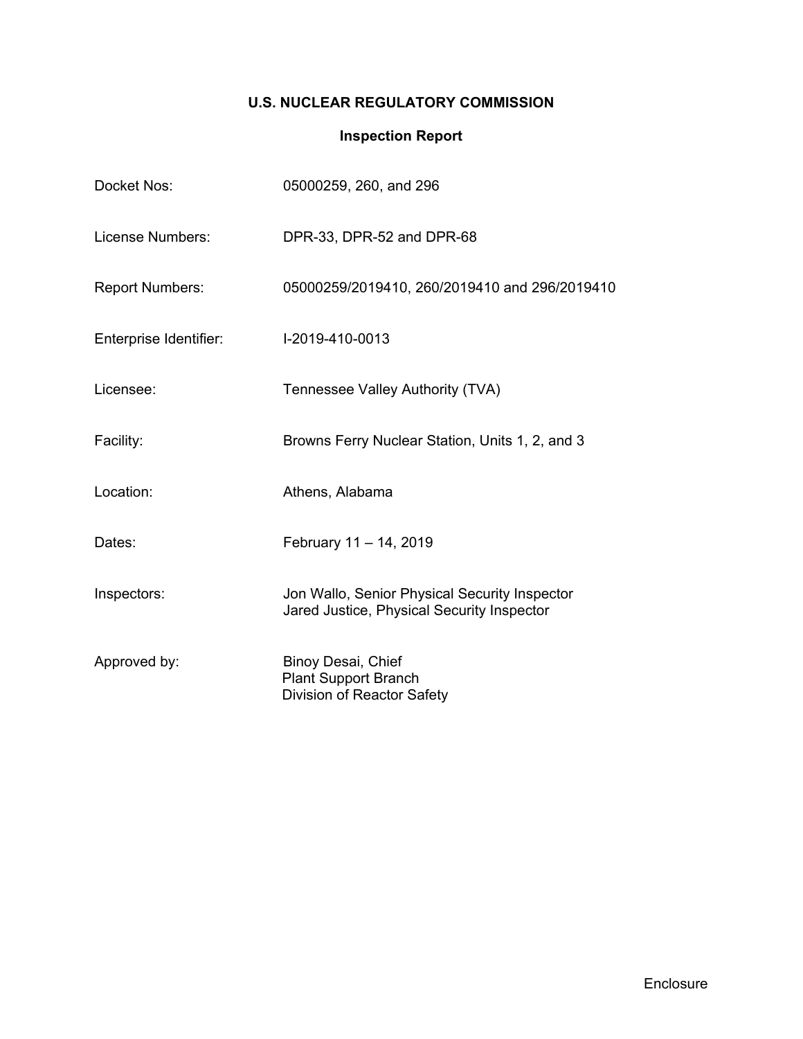# U.S. NUCLEAR REGULATORY COMMISSION

## Inspection Report

| | |
|---|---|
| Docket Nos: | 05000259, 260, and 296 |
| License Numbers: | DPR-33, DPR-52 and DPR-68 |
| Report Numbers: | 05000259/2019410, 260/2019410 and 296/2019410 |
| Enterprise Identifier: | I-2019-410-0013 |
| Licensee: | Tennessee Valley Authority (TVA) |
| Facility: | Browns Ferry Nuclear Station, Units 1, 2, and 3 |
| Location: | Athens, Alabama |
| Dates: | February 11 – 14, 2019 |
| Inspectors: | Jon Wallo, Senior Physical Security Inspector<br>Jared Justice, Physical Security Inspector |
| Approved by: | Binoy Desai, Chief<br>Plant Support Branch<br>Division of Reactor Safety |

Enclosure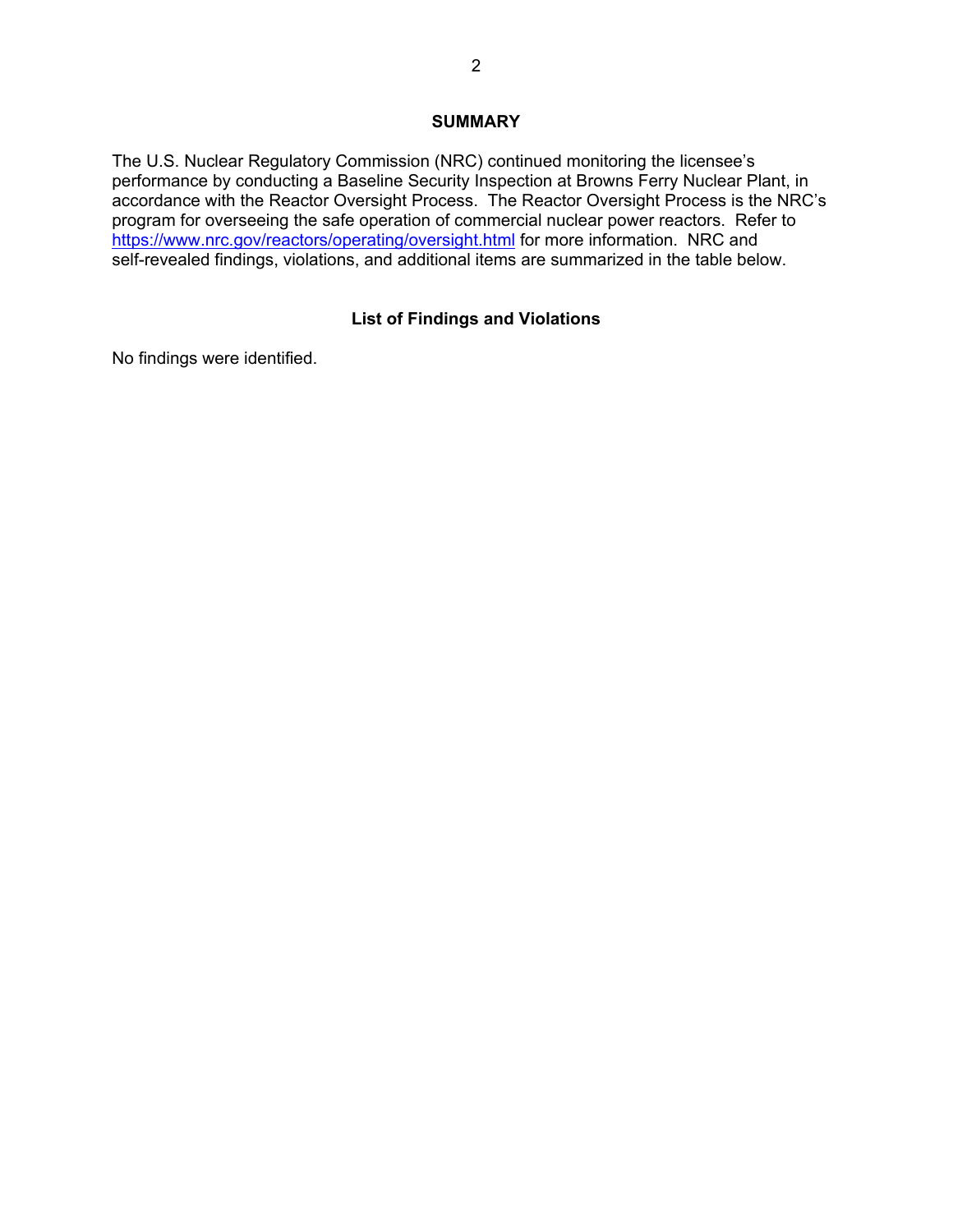## SUMMARY

The U.S. Nuclear Regulatory Commission (NRC) continued monitoring the licensee's performance by conducting a Baseline Security Inspection at Browns Ferry Nuclear Plant, in accordance with the Reactor Oversight Process. The Reactor Oversight Process is the NRC's program for overseeing the safe operation of commercial nuclear power reactors. Refer to https://www.nrc.gov/reactors/operating/oversight.html for more information. NRC and self-revealed findings, violations, and additional items are summarized in the table below.

### List of Findings and Violations

No findings were identified.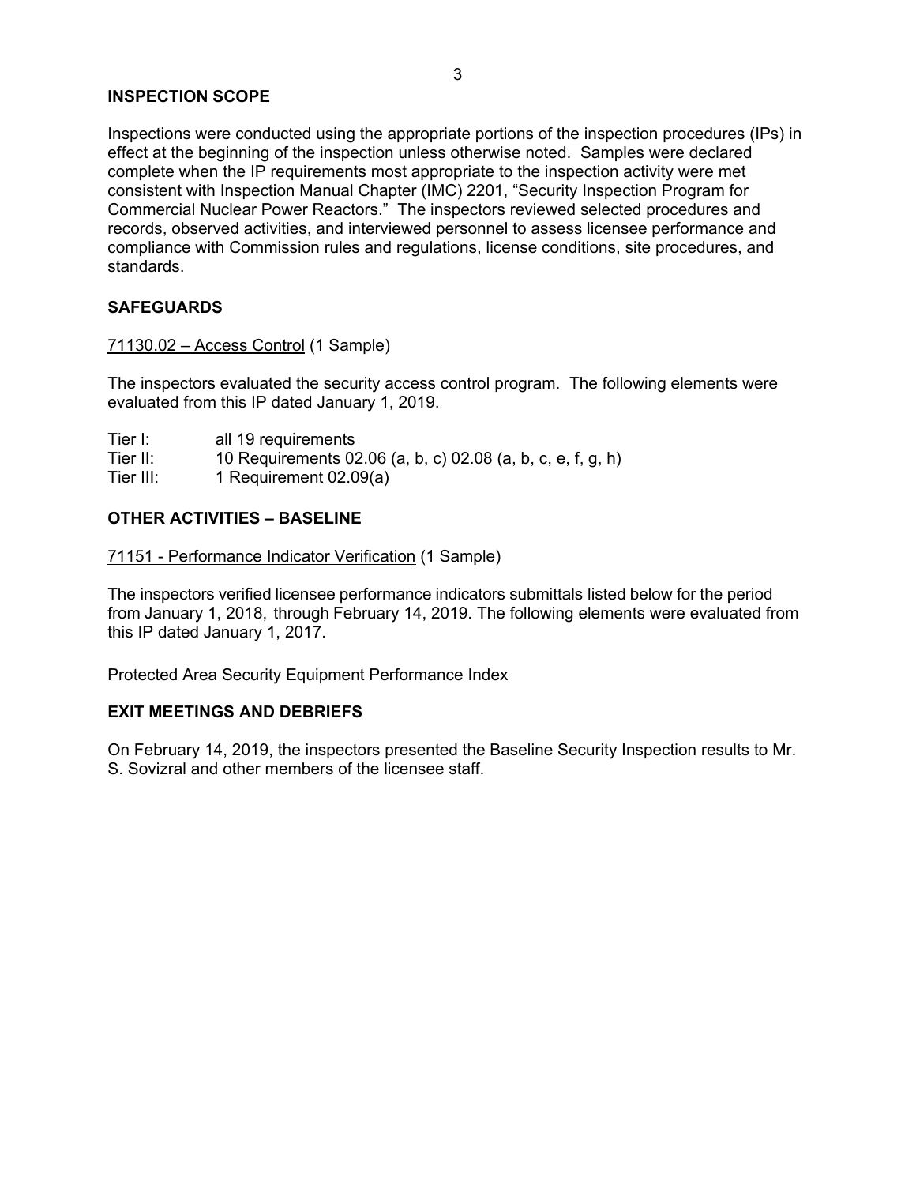## INSPECTION SCOPE

Inspections were conducted using the appropriate portions of the inspection procedures (IPs) in effect at the beginning of the inspection unless otherwise noted. Samples were declared complete when the IP requirements most appropriate to the inspection activity were met consistent with Inspection Manual Chapter (IMC) 2201, “Security Inspection Program for Commercial Nuclear Power Reactors.” The inspectors reviewed selected procedures and records, observed activities, and interviewed personnel to assess licensee performance and compliance with Commission rules and regulations, license conditions, site procedures, and standards.

## SAFEGUARDS

<u>71130.02 – Access Control</u> (1 Sample)

The inspectors evaluated the security access control program. The following elements were evaluated from this IP dated January 1, 2019.

| | |
|---|---|
| Tier I: | all 19 requirements |
| Tier II: | 10 Requirements 02.06 (a, b, c) 02.08 (a, b, c, e, f, g, h) |
| Tier III: | 1 Requirement 02.09(a) |

## OTHER ACTIVITIES – BASELINE

<u>71151 - Performance Indicator Verification</u> (1 Sample)

The inspectors verified licensee performance indicators submittals listed below for the period from January 1, 2018, through February 14, 2019. The following elements were evaluated from this IP dated January 1, 2017.

Protected Area Security Equipment Performance Index

## EXIT MEETINGS AND DEBRIEFS

On February 14, 2019, the inspectors presented the Baseline Security Inspection results to Mr. S. Sovizral and other members of the licensee staff.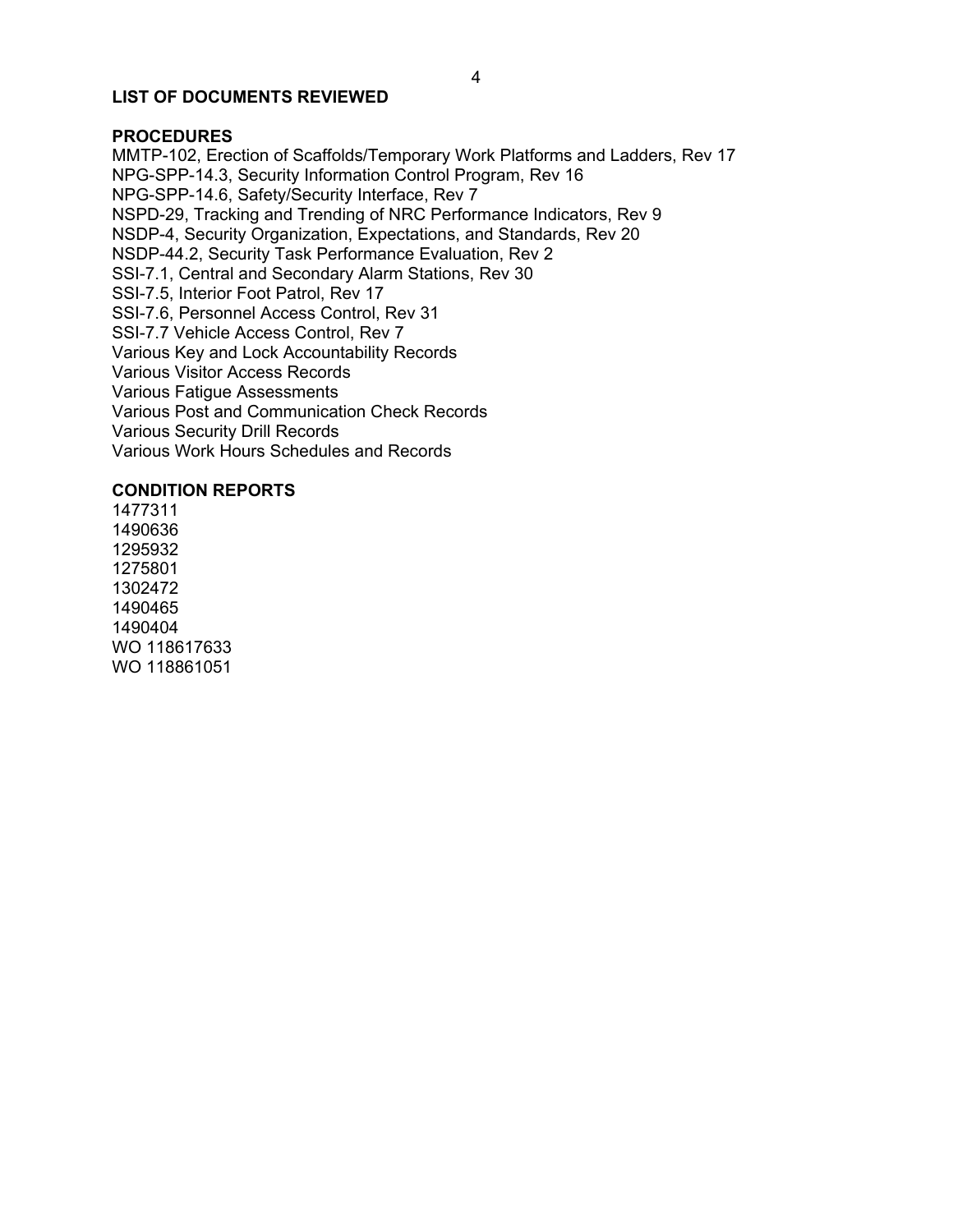## LIST OF DOCUMENTS REVIEWED

### PROCEDURES

MMTP-102, Erection of Scaffolds/Temporary Work Platforms and Ladders, Rev 17
NPG-SPP-14.3, Security Information Control Program, Rev 16
NPG-SPP-14.6, Safety/Security Interface, Rev 7
NSPD-29, Tracking and Trending of NRC Performance Indicators, Rev 9
NSDP-4, Security Organization, Expectations, and Standards, Rev 20
NSDP-44.2, Security Task Performance Evaluation, Rev 2
SSI-7.1, Central and Secondary Alarm Stations, Rev 30
SSI-7.5, Interior Foot Patrol, Rev 17
SSI-7.6, Personnel Access Control, Rev 31
SSI-7.7 Vehicle Access Control, Rev 7
Various Key and Lock Accountability Records
Various Visitor Access Records
Various Fatigue Assessments
Various Post and Communication Check Records
Various Security Drill Records
Various Work Hours Schedules and Records

### CONDITION REPORTS

1477311
1490636
1295932
1275801
1302472
1490465
1490404
WO 118617633
WO 118861051